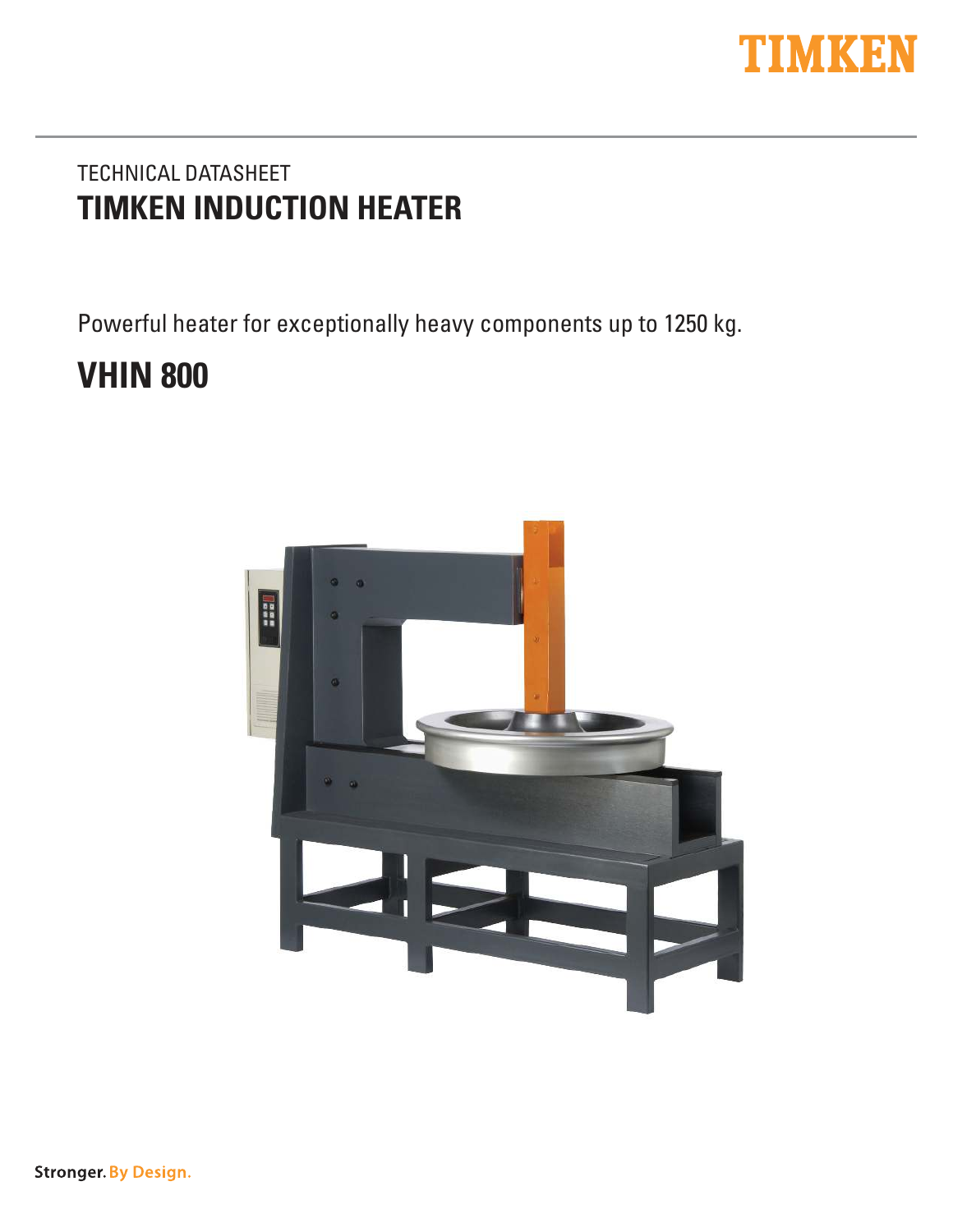TECHNICAL DATASHEET

# TIMKEN INDUCTION HEATER

Powerful heater for exceptionally heavy components up to 1250 kg.

## VHIN 800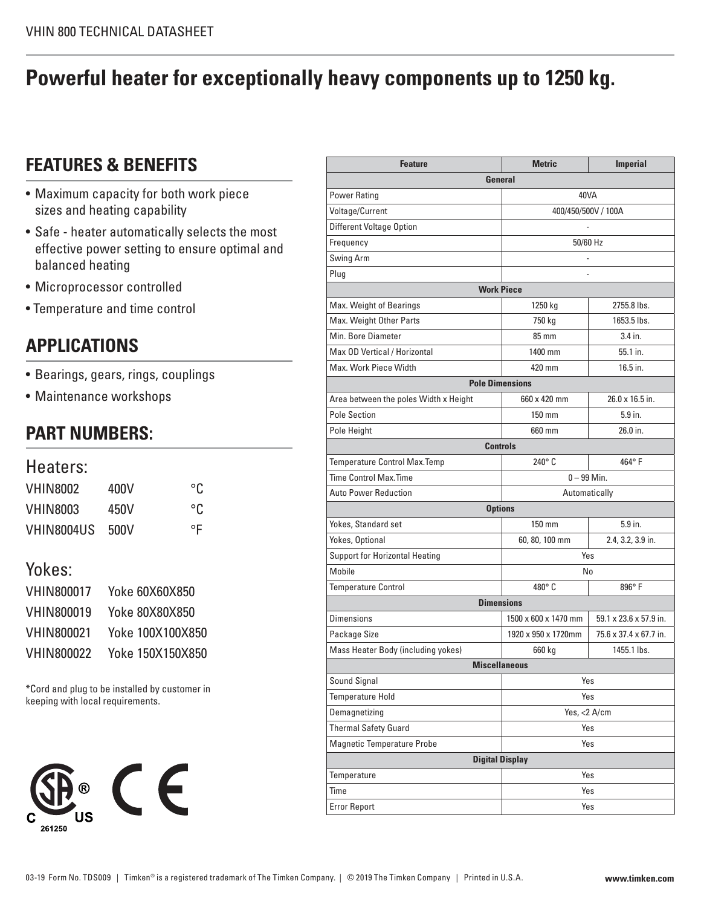# Powerful heater for exceptionally heavy components up to 1250 kg.

## FEATURES & BENEFITS

- Maximum capacity for both work piece sizes and heating capability
- Safe - heater automatically selects the most effective power setting to ensure optimal and balanced heating
- Microprocessor controlled
- Temperature and time control

## APPLICATIONS

- Bearings, gears, rings, couplings
- Maintenance workshops

## PART NUMBERS:

### Heaters:

| | | |
|---|---|---|
| VHIN8002 | 400V | °C |
| VHIN8003 | 450V | °C |
| VHIN8004US | 500V | °F |

### Yokes:

| | |
|---|---|
| VHIN800017 | Yoke 60X60X850 |
| VHIN800019 | Yoke 80X80X850 |
| VHIN800021 | Yoke 100X100X850 |
| VHIN800022 | Yoke 150X150X850 |

*Cord and plug to be installed by customer in keeping with local requirements.

| Feature | Metric | Imperial |
|---|---|---|
| **General** | | |
| Power Rating | 40VA | |
| Voltage/Current | 400/450/500V / 100A | |
| Different Voltage Option | - | |
| Frequency | 50/60 Hz | |
| Swing Arm | - | |
| Plug | - | |
| **Work Piece** | | |
| Max. Weight of Bearings | 1250 kg | 2755.8 lbs. |
| Max. Weight Other Parts | 750 kg | 1653.5 lbs. |
| Min. Bore Diameter | 85 mm | 3.4 in. |
| Max OD Vertical / Horizontal | 1400 mm | 55.1 in. |
| Max. Work Piece Width | 420 mm | 16.5 in. |
| **Pole Dimensions** | | |
| Area between the poles Width x Height | 660 x 420 mm | 26.0 x 16.5 in. |
| Pole Section | 150 mm | 5.9 in. |
| Pole Height | 660 mm | 26.0 in. |
| **Controls** | | |
| Temperature Control Max.Temp | 240° C | 464° F |
| Time Control Max.Time | 0 – 99 Min. | |
| Auto Power Reduction | Automatically | |
| **Options** | | |
| Yokes, Standard set | 150 mm | 5.9 in. |
| Yokes, Optional | 60, 80, 100 mm | 2.4, 3.2, 3.9 in. |
| Support for Horizontal Heating | Yes | |
| Mobile | No | |
| Temperature Control | 480° C | 896° F |
| **Dimensions** | | |
| Dimensions | 1500 x 600 x 1470 mm | 59.1 x 23.6 x 57.9 in. |
| Package Size | 1920 x 950 x 1720mm | 75.6 x 37.4 x 67.7 in. |
| Mass Heater Body (including yokes) | 660 kg | 1455.1 lbs. |
| **Miscellaneous** | | |
| Sound Signal | Yes | |
| Temperature Hold | Yes | |
| Demagnetizing | Yes, <2 A/cm | |
| Thermal Safety Guard | Yes | |
| Magnetic Temperature Probe | Yes | |
| **Digital Display** | | |
| Temperature | Yes | |
| Time | Yes | |
| Error Report | Yes | |

C US 261250

03-19 Form No. TDS009 | Timken® is a registered trademark of The Timken Company. | © 2019 The Timken Company | Printed in U.S.A.

www.timken.com